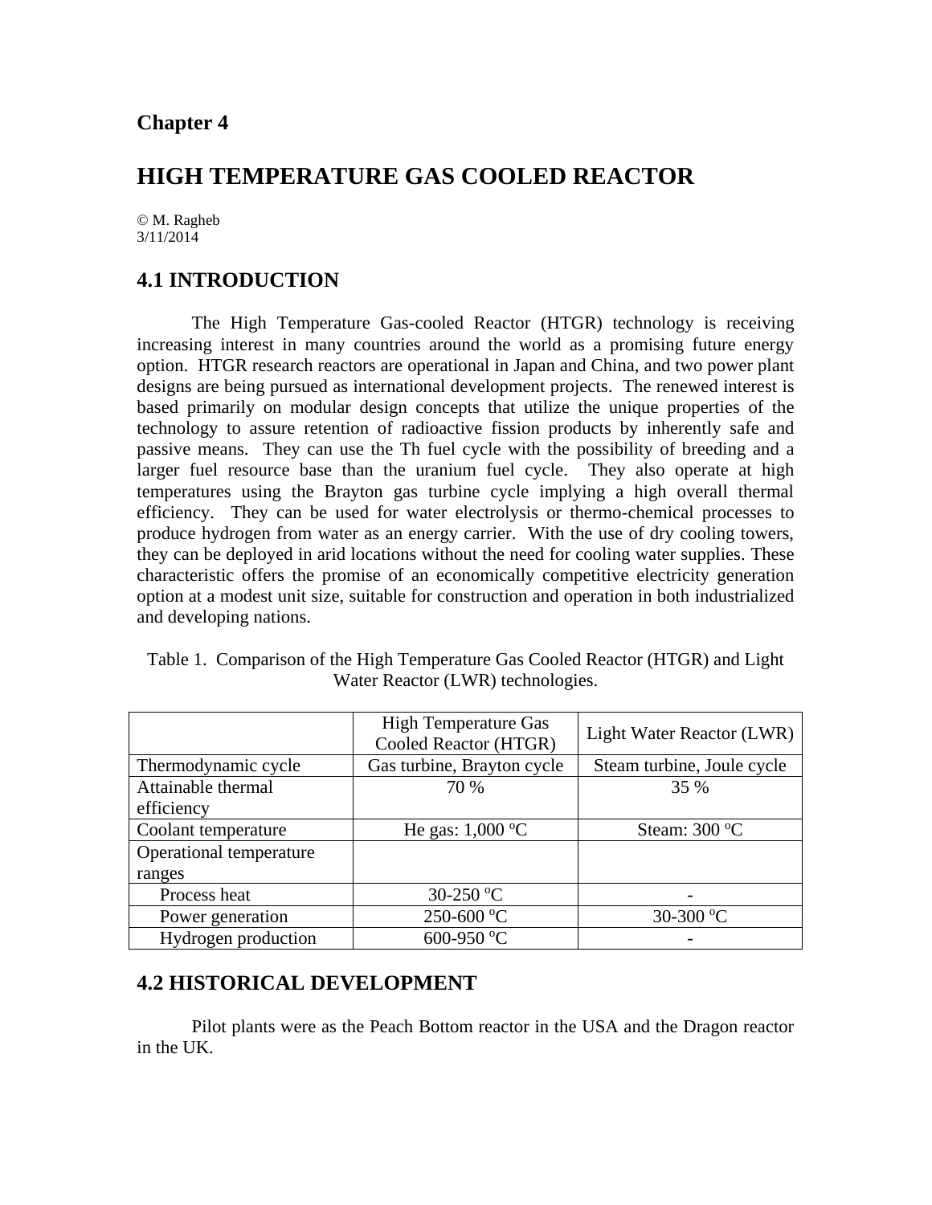# Chapter 4

# HIGH TEMPERATURE GAS COOLED REACTOR

© M. Ragheb
3/11/2014

## 4.1 INTRODUCTION

The High Temperature Gas-cooled Reactor (HTGR) technology is receiving increasing interest in many countries around the world as a promising future energy option. HTGR research reactors are operational in Japan and China, and two power plant designs are being pursued as international development projects. The renewed interest is based primarily on modular design concepts that utilize the unique properties of the technology to assure retention of radioactive fission products by inherently safe and passive means. They can use the Th fuel cycle with the possibility of breeding and a larger fuel resource base than the uranium fuel cycle. They also operate at high temperatures using the Brayton gas turbine cycle implying a high overall thermal efficiency. They can be used for water electrolysis or thermo-chemical processes to produce hydrogen from water as an energy carrier. With the use of dry cooling towers, they can be deployed in arid locations without the need for cooling water supplies. These characteristic offers the promise of an economically competitive electricity generation option at a modest unit size, suitable for construction and operation in both industrialized and developing nations.

Table 1. Comparison of the High Temperature Gas Cooled Reactor (HTGR) and Light Water Reactor (LWR) technologies.

| | High Temperature Gas Cooled Reactor (HTGR) | Light Water Reactor (LWR) |
|---|---|---|
| Thermodynamic cycle | Gas turbine, Brayton cycle | Steam turbine, Joule cycle |
| Attainable thermal efficiency | 70 % | 35 % |
| Coolant temperature | He gas: 1,000 $^oC$ | Steam: 300 $^oC$ |
| Operational temperature ranges | | |
| Process heat | 30-250 $^oC$ | - |
| Power generation | 250-600 $^oC$ | 30-300 $^oC$ |
| Hydrogen production | 600-950 $^oC$ | - |

## 4.2 HISTORICAL DEVELOPMENT

Pilot plants were as the Peach Bottom reactor in the USA and the Dragon reactor in the UK.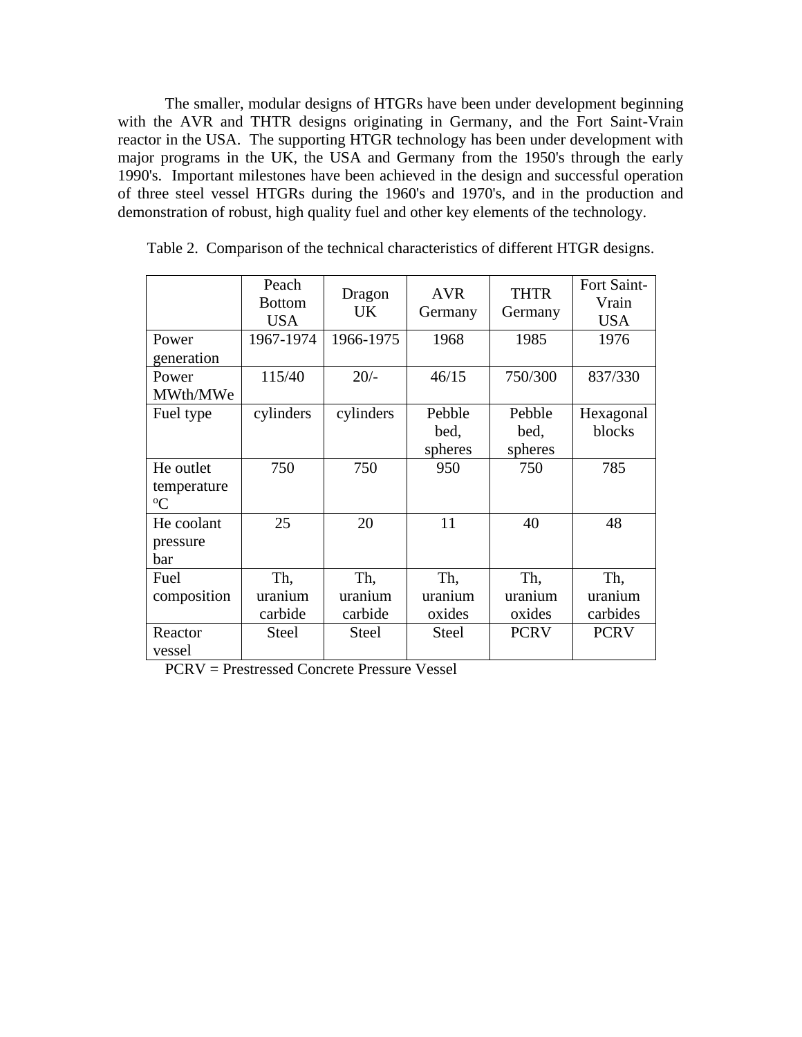The smaller, modular designs of HTGRs have been under development beginning with the AVR and THTR designs originating in Germany, and the Fort Saint-Vrain reactor in the USA. The supporting HTGR technology has been under development with major programs in the UK, the USA and Germany from the 1950's through the early 1990's. Important milestones have been achieved in the design and successful operation of three steel vessel HTGRs during the 1960's and 1970's, and in the production and demonstration of robust, high quality fuel and other key elements of the technology.

Table 2. Comparison of the technical characteristics of different HTGR designs.

| | Peach Bottom USA | Dragon UK | AVR Germany | THTR Germany | Fort Saint-Vrain USA |
|---|---|---|---|---|---|
| Power generation | 1967-1974 | 1966-1975 | 1968 | 1985 | 1976 |
| Power MWth/MWe | 115/40 | 20/- | 46/15 | 750/300 | 837/330 |
| Fuel type | cylinders | cylinders | Pebble bed, spheres | Pebble bed, spheres | Hexagonal blocks |
| He outlet temperature $^{o}$C | 750 | 750 | 950 | 750 | 785 |
| He coolant pressure bar | 25 | 20 | 11 | 40 | 48 |
| Fuel composition | Th, uranium carbide | Th, uranium carbide | Th, uranium oxides | Th, uranium oxides | Th, uranium carbides |
| Reactor vessel | Steel | Steel | Steel | PCRV | PCRV |

PCRV = Prestressed Concrete Pressure Vessel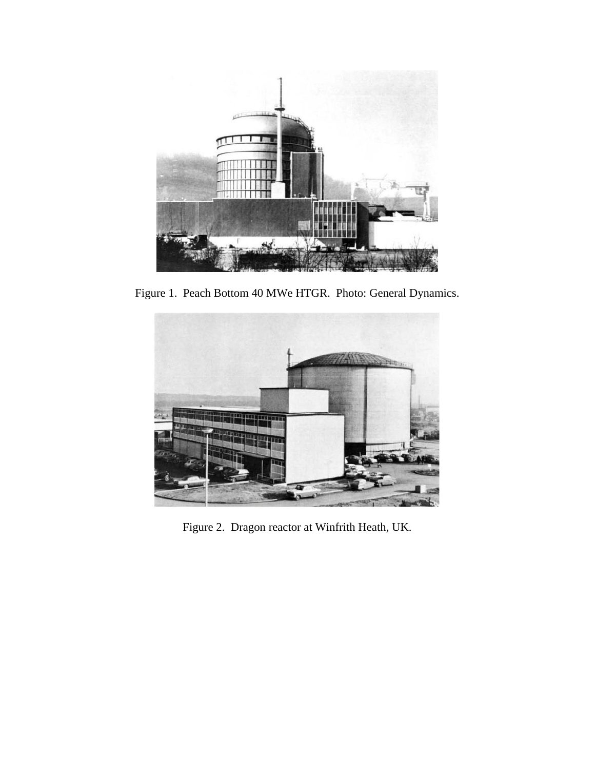Figure 1. Peach Bottom 40 MWe HTGR. Photo: General Dynamics.

Figure 2. Dragon reactor at Winfrith Heath, UK.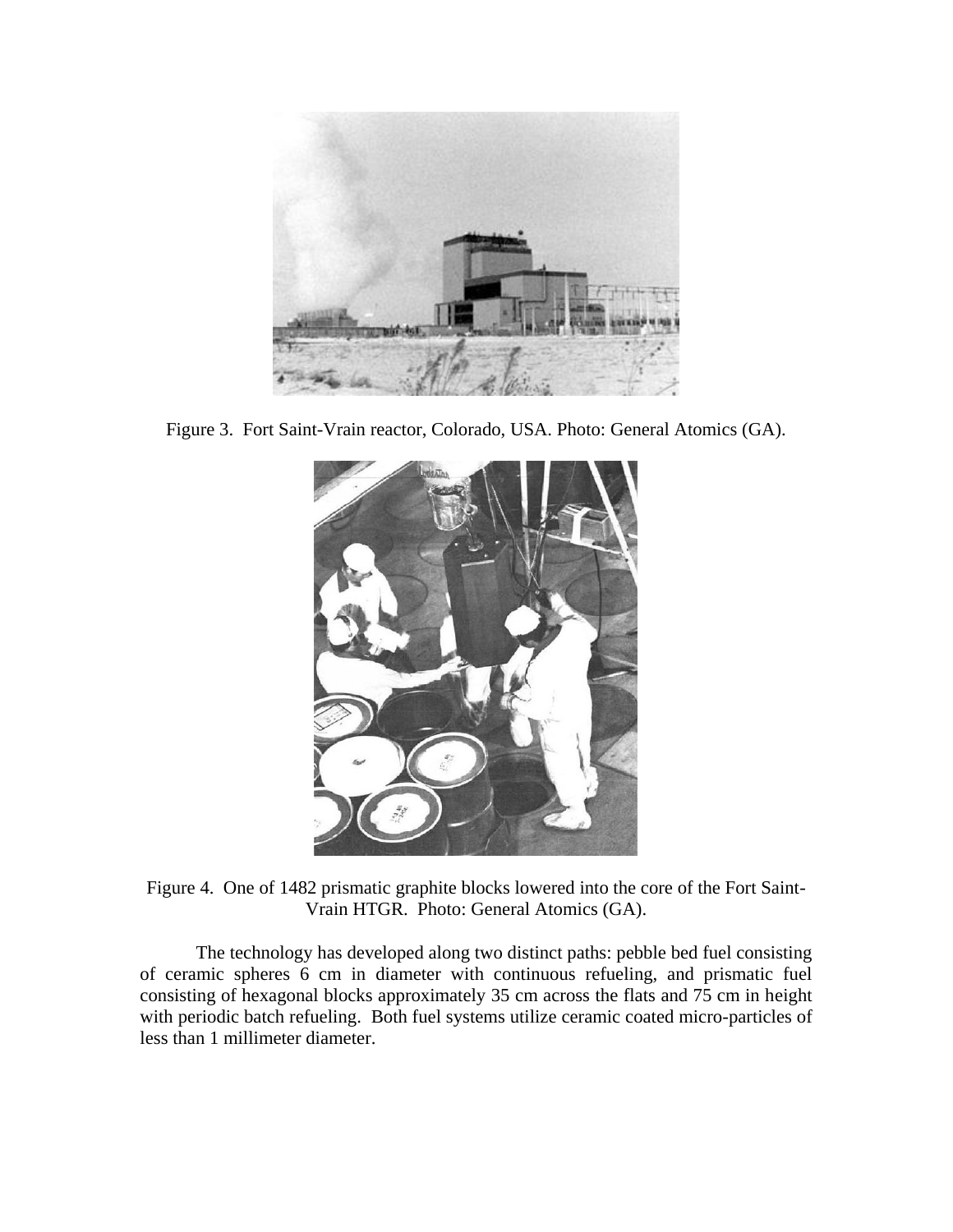Figure 3. Fort Saint-Vrain reactor, Colorado, USA. Photo: General Atomics (GA).

Figure 4. One of 1482 prismatic graphite blocks lowered into the core of the Fort Saint-Vrain HTGR. Photo: General Atomics (GA).

The technology has developed along two distinct paths: pebble bed fuel consisting of ceramic spheres 6 cm in diameter with continuous refueling, and prismatic fuel consisting of hexagonal blocks approximately 35 cm across the flats and 75 cm in height with periodic batch refueling. Both fuel systems utilize ceramic coated micro-particles of less than 1 millimeter diameter.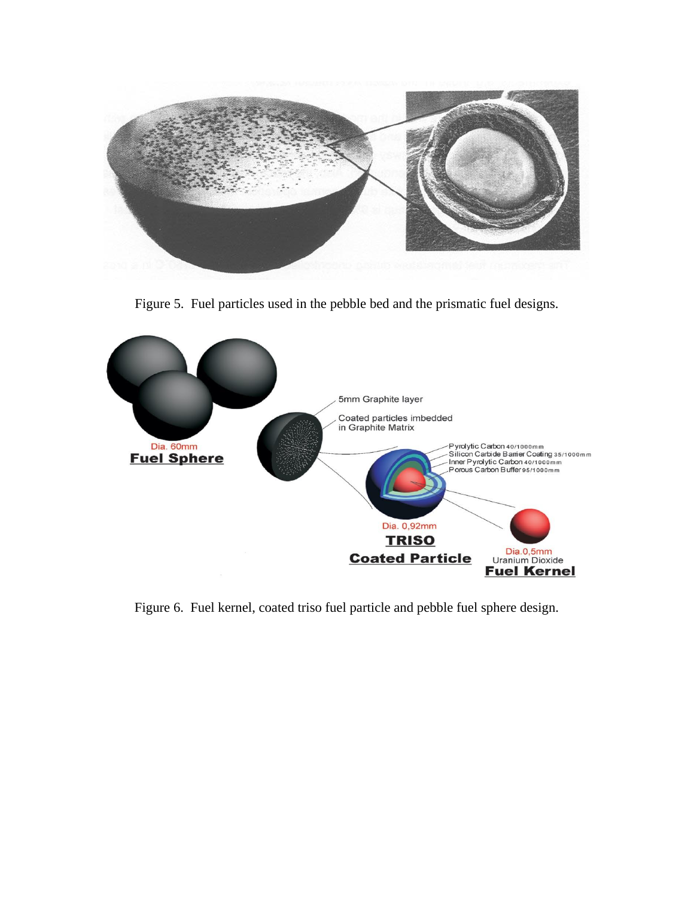Figure 5. Fuel particles used in the pebble bed and the prismatic fuel designs.

Figure 6. Fuel kernel, coated triso fuel particle and pebble fuel sphere design.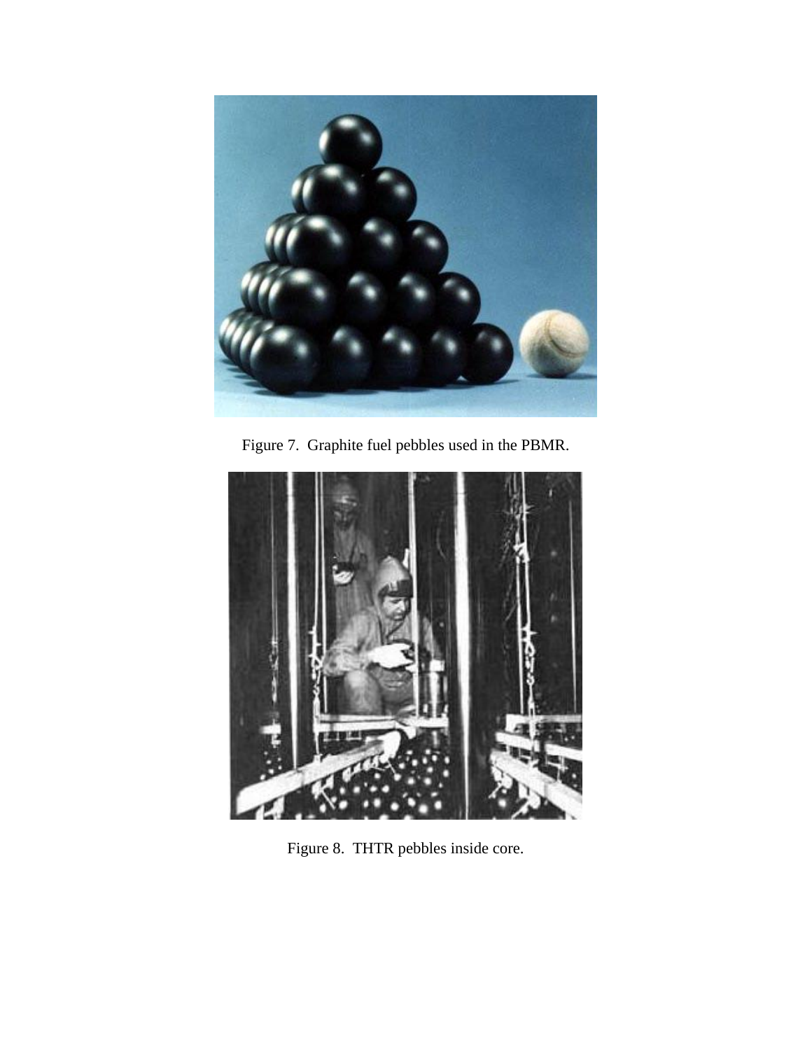Figure 7. Graphite fuel pebbles used in the PBMR.

Figure 8. THTR pebbles inside core.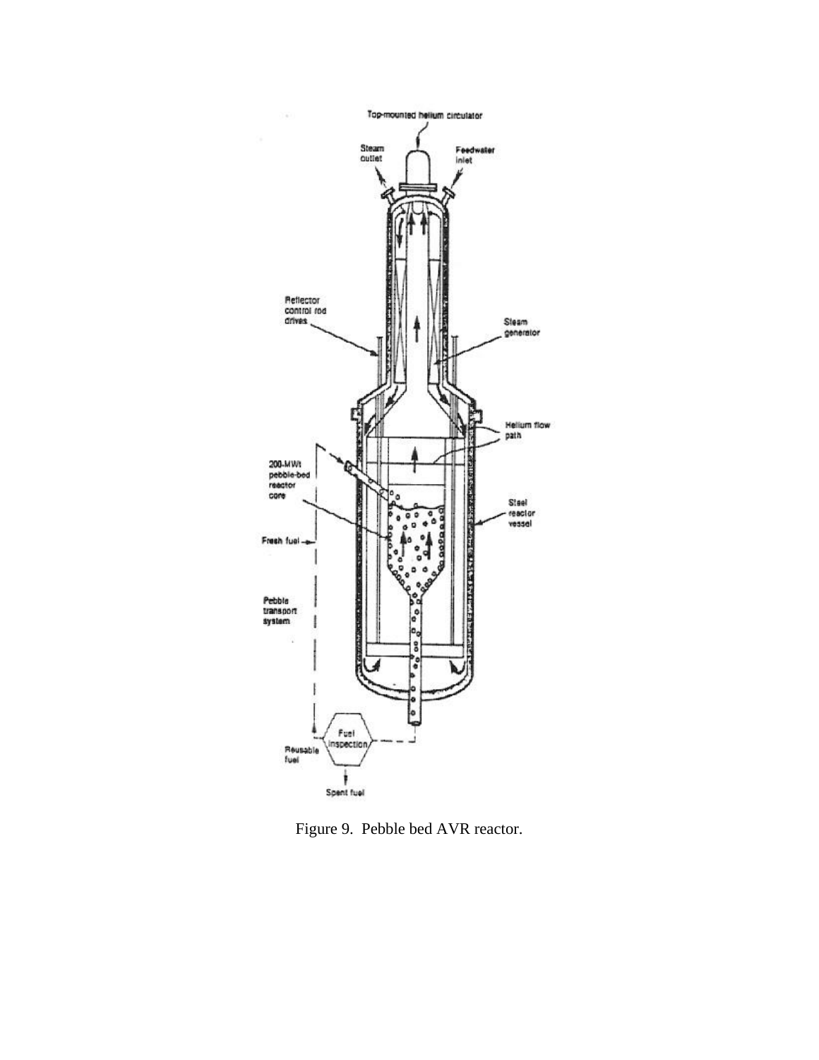Figure 9. Pebble bed AVR reactor.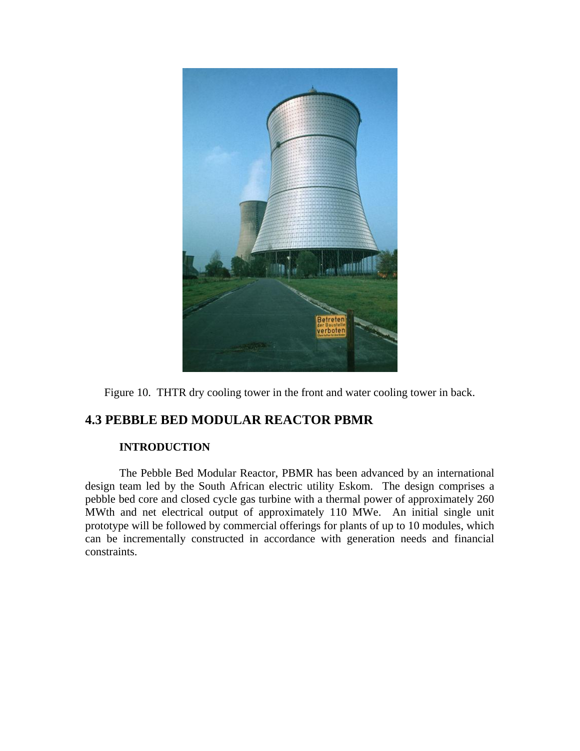Figure 10. THTR dry cooling tower in the front and water cooling tower in back.

## 4.3 PEBBLE BED MODULAR REACTOR PBMR

### INTRODUCTION

The Pebble Bed Modular Reactor, PBMR has been advanced by an international design team led by the South African electric utility Eskom. The design comprises a pebble bed core and closed cycle gas turbine with a thermal power of approximately 260 MWth and net electrical output of approximately 110 MWe. An initial single unit prototype will be followed by commercial offerings for plants of up to 10 modules, which can be incrementally constructed in accordance with generation needs and financial constraints.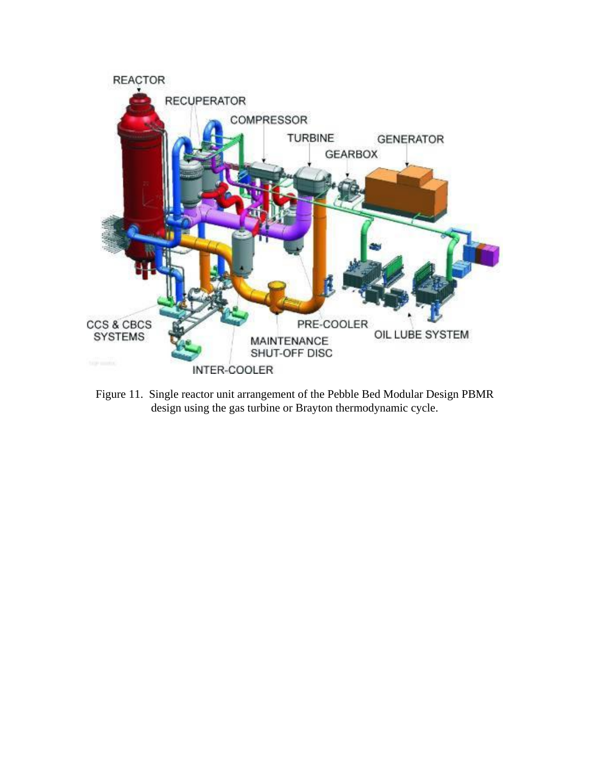Figure 11. Single reactor unit arrangement of the Pebble Bed Modular Design PBMR design using the gas turbine or Brayton thermodynamic cycle.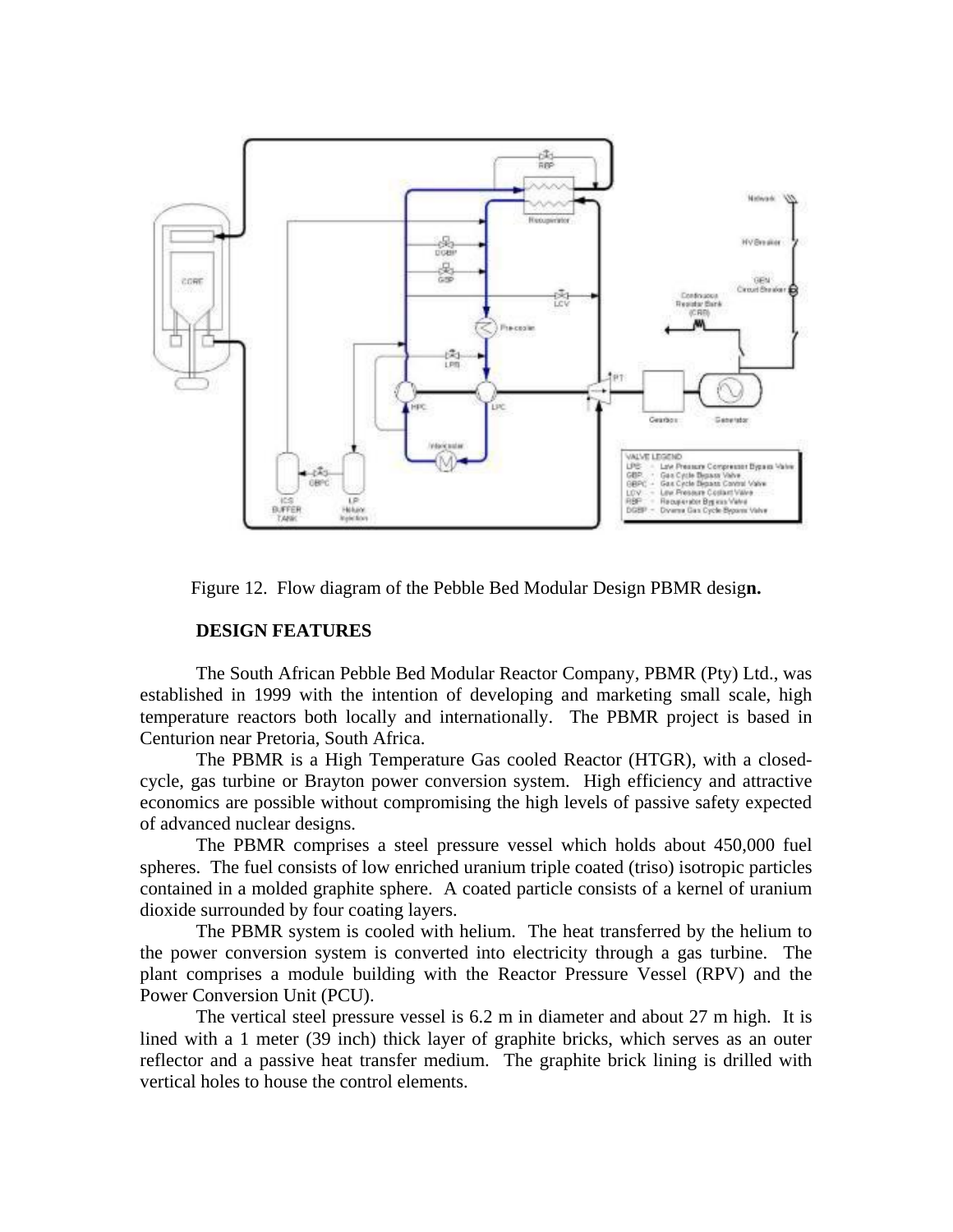Figure 12. Flow diagram of the Pebble Bed Modular Design PBMR design.

**DESIGN FEATURES**

The South African Pebble Bed Modular Reactor Company, PBMR (Pty) Ltd., was established in 1999 with the intention of developing and marketing small scale, high temperature reactors both locally and internationally. The PBMR project is based in Centurion near Pretoria, South Africa.

The PBMR is a High Temperature Gas cooled Reactor (HTGR), with a closed-cycle, gas turbine or Brayton power conversion system. High efficiency and attractive economics are possible without compromising the high levels of passive safety expected of advanced nuclear designs.

The PBMR comprises a steel pressure vessel which holds about 450,000 fuel spheres. The fuel consists of low enriched uranium triple coated (triso) isotropic particles contained in a molded graphite sphere. A coated particle consists of a kernel of uranium dioxide surrounded by four coating layers.

The PBMR system is cooled with helium. The heat transferred by the helium to the power conversion system is converted into electricity through a gas turbine. The plant comprises a module building with the Reactor Pressure Vessel (RPV) and the Power Conversion Unit (PCU).

The vertical steel pressure vessel is 6.2 m in diameter and about 27 m high. It is lined with a 1 meter (39 inch) thick layer of graphite bricks, which serves as an outer reflector and a passive heat transfer medium. The graphite brick lining is drilled with vertical holes to house the control elements.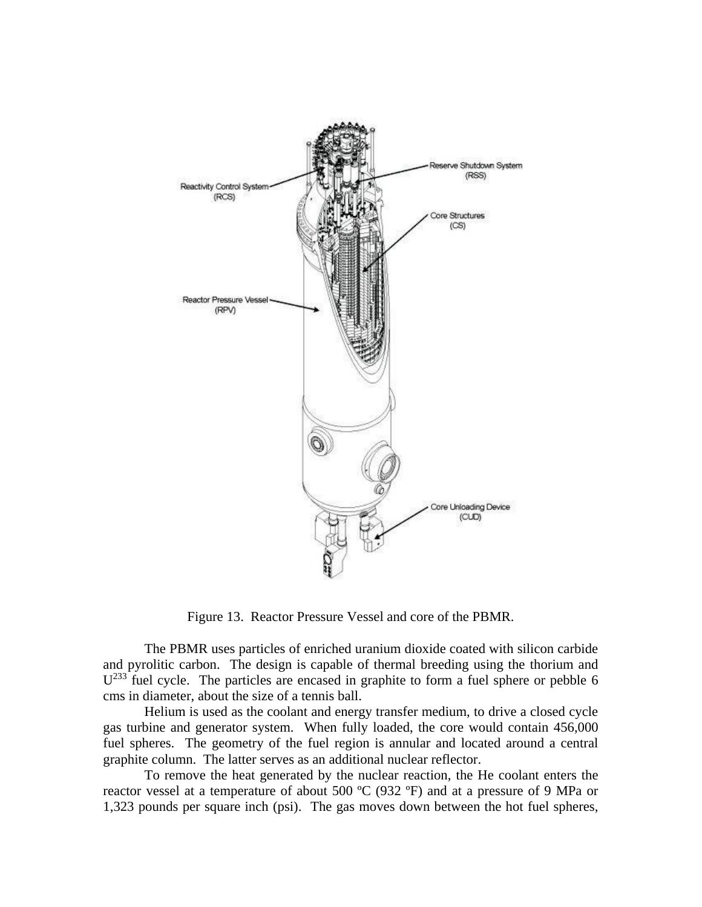Figure 13. Reactor Pressure Vessel and core of the PBMR.

The PBMR uses particles of enriched uranium dioxide coated with silicon carbide and pyrolitic carbon. The design is capable of thermal breeding using the thorium and $U^{233}$ fuel cycle. The particles are encased in graphite to form a fuel sphere or pebble 6 cms in diameter, about the size of a tennis ball.

Helium is used as the coolant and energy transfer medium, to drive a closed cycle gas turbine and generator system. When fully loaded, the core would contain 456,000 fuel spheres. The geometry of the fuel region is annular and located around a central graphite column. The latter serves as an additional nuclear reflector.

To remove the heat generated by the nuclear reaction, the He coolant enters the reactor vessel at a temperature of about 500 ºC (932 ºF) and at a pressure of 9 MPa or 1,323 pounds per square inch (psi). The gas moves down between the hot fuel spheres,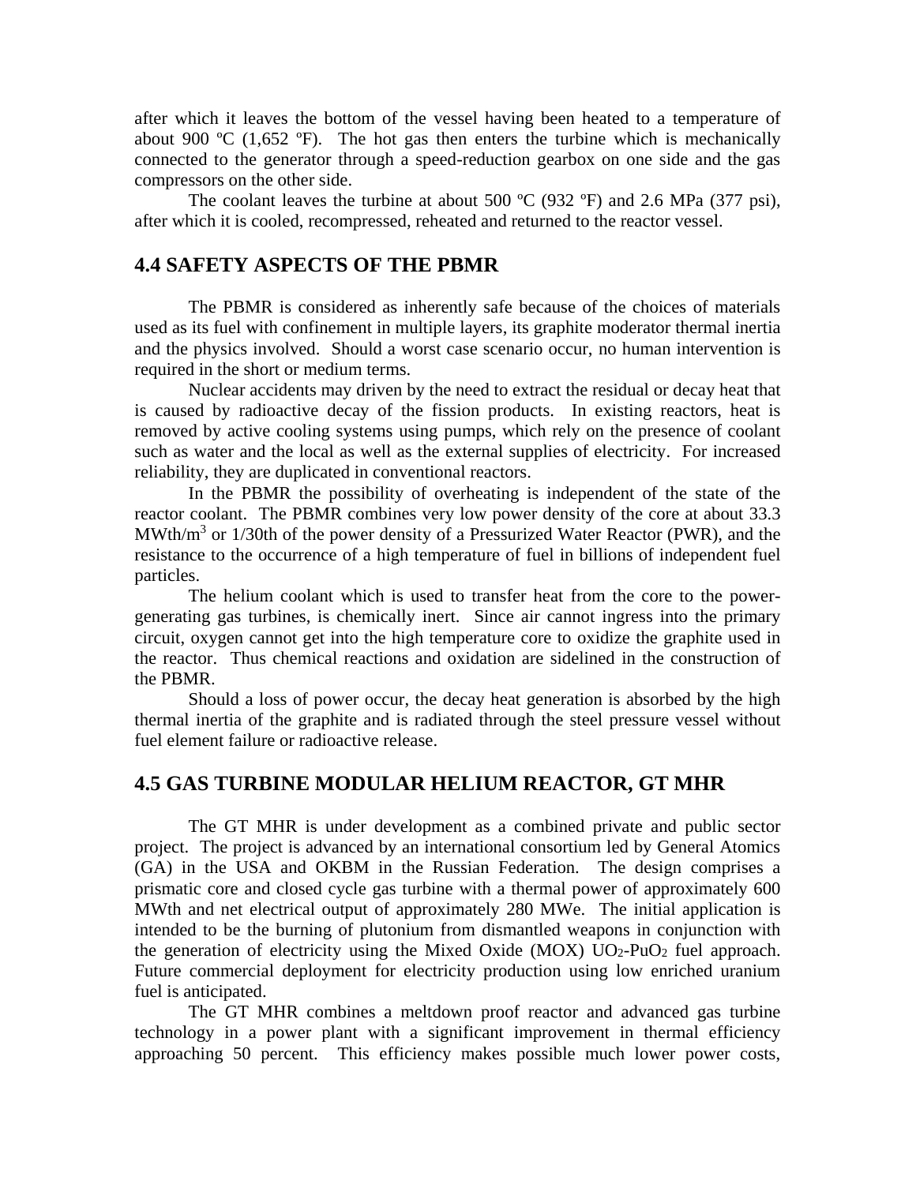after which it leaves the bottom of the vessel having been heated to a temperature of about 900 ºC (1,652 ºF). The hot gas then enters the turbine which is mechanically connected to the generator through a speed-reduction gearbox on one side and the gas compressors on the other side.

The coolant leaves the turbine at about 500 ºC (932 ºF) and 2.6 MPa (377 psi), after which it is cooled, recompressed, reheated and returned to the reactor vessel.

## 4.4 SAFETY ASPECTS OF THE PBMR

The PBMR is considered as inherently safe because of the choices of materials used as its fuel with confinement in multiple layers, its graphite moderator thermal inertia and the physics involved. Should a worst case scenario occur, no human intervention is required in the short or medium terms.

Nuclear accidents may driven by the need to extract the residual or decay heat that is caused by radioactive decay of the fission products. In existing reactors, heat is removed by active cooling systems using pumps, which rely on the presence of coolant such as water and the local as well as the external supplies of electricity. For increased reliability, they are duplicated in conventional reactors.

In the PBMR the possibility of overheating is independent of the state of the reactor coolant. The PBMR combines very low power density of the core at about 33.3 $MWth/m^3$ or 1/30th of the power density of a Pressurized Water Reactor (PWR), and the resistance to the occurrence of a high temperature of fuel in billions of independent fuel particles.

The helium coolant which is used to transfer heat from the core to the power-generating gas turbines, is chemically inert. Since air cannot ingress into the primary circuit, oxygen cannot get into the high temperature core to oxidize the graphite used in the reactor. Thus chemical reactions and oxidation are sidelined in the construction of the PBMR.

Should a loss of power occur, the decay heat generation is absorbed by the high thermal inertia of the graphite and is radiated through the steel pressure vessel without fuel element failure or radioactive release.

## 4.5 GAS TURBINE MODULAR HELIUM REACTOR, GT MHR

The GT MHR is under development as a combined private and public sector project. The project is advanced by an international consortium led by General Atomics (GA) in the USA and OKBM in the Russian Federation. The design comprises a prismatic core and closed cycle gas turbine with a thermal power of approximately 600 MWth and net electrical output of approximately 280 MWe. The initial application is intended to be the burning of plutonium from dismantled weapons in conjunction with the generation of electricity using the Mixed Oxide (MOX) $UO_2$-$PuO_2$ fuel approach. Future commercial deployment for electricity production using low enriched uranium fuel is anticipated.

The GT MHR combines a meltdown proof reactor and advanced gas turbine technology in a power plant with a significant improvement in thermal efficiency approaching 50 percent. This efficiency makes possible much lower power costs,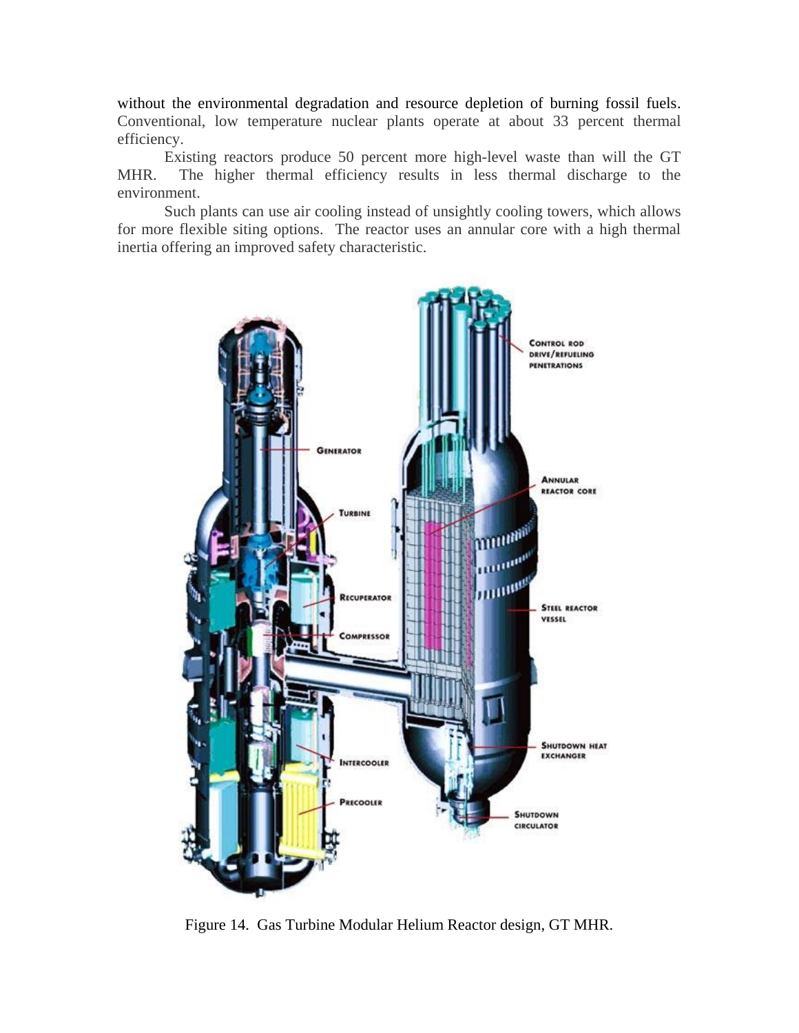without the environmental degradation and resource depletion of burning fossil fuels. Conventional, low temperature nuclear plants operate at about 33 percent thermal efficiency.

Existing reactors produce 50 percent more high-level waste than will the GT MHR. The higher thermal efficiency results in less thermal discharge to the environment.

Such plants can use air cooling instead of unsightly cooling towers, which allows for more flexible siting options. The reactor uses an annular core with a high thermal inertia offering an improved safety characteristic.

Figure 14. Gas Turbine Modular Helium Reactor design, GT MHR.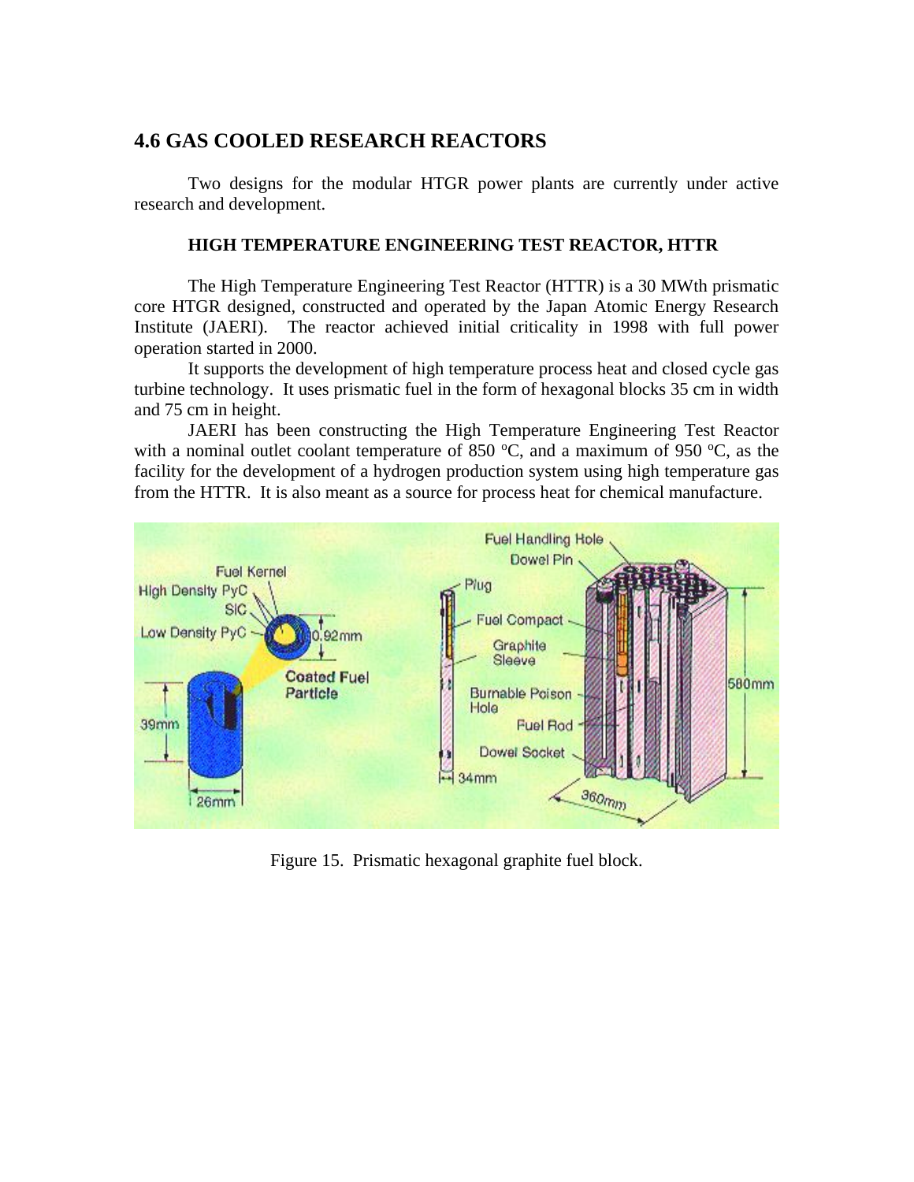## 4.6 GAS COOLED RESEARCH REACTORS

Two designs for the modular HTGR power plants are currently under active research and development.

### HIGH TEMPERATURE ENGINEERING TEST REACTOR, HTTR

The High Temperature Engineering Test Reactor (HTTR) is a 30 MWth prismatic core HTGR designed, constructed and operated by the Japan Atomic Energy Research Institute (JAERI). The reactor achieved initial criticality in 1998 with full power operation started in 2000.

It supports the development of high temperature process heat and closed cycle gas turbine technology. It uses prismatic fuel in the form of hexagonal blocks 35 cm in width and 75 cm in height.

JAERI has been constructing the High Temperature Engineering Test Reactor with a nominal outlet coolant temperature of 850 $^{o}$C, and a maximum of 950 $^{o}$C, as the facility for the development of a hydrogen production system using high temperature gas from the HTTR. It is also meant as a source for process heat for chemical manufacture.

Figure 15. Prismatic hexagonal graphite fuel block.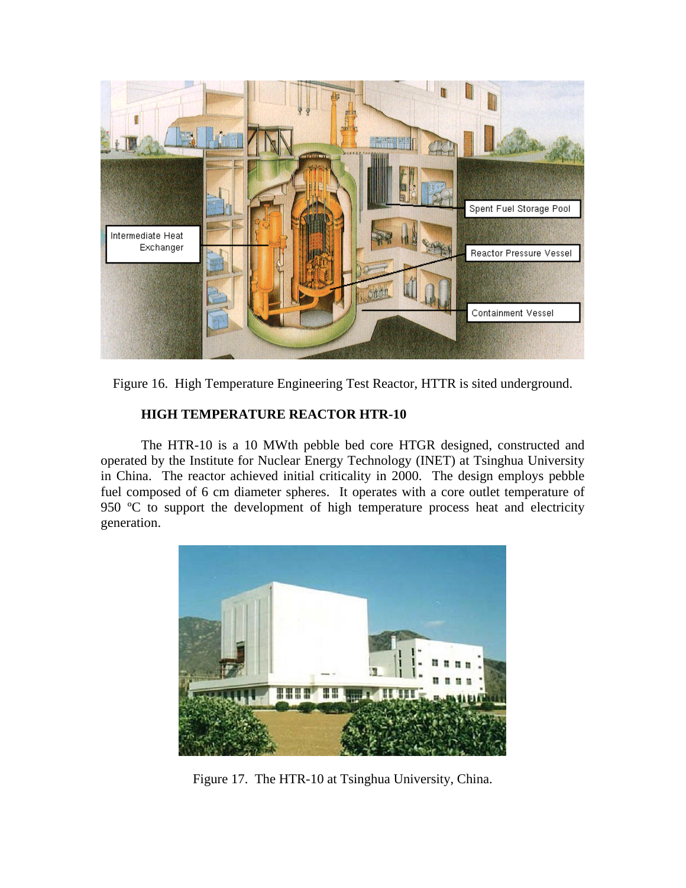Figure 16. High Temperature Engineering Test Reactor, HTTR is sited underground.

## HIGH TEMPERATURE REACTOR HTR-10

The HTR-10 is a 10 MWth pebble bed core HTGR designed, constructed and operated by the Institute for Nuclear Energy Technology (INET) at Tsinghua University in China. The reactor achieved initial criticality in 2000. The design employs pebble fuel composed of 6 cm diameter spheres. It operates with a core outlet temperature of 950 ºC to support the development of high temperature process heat and electricity generation.

Figure 17. The HTR-10 at Tsinghua University, China.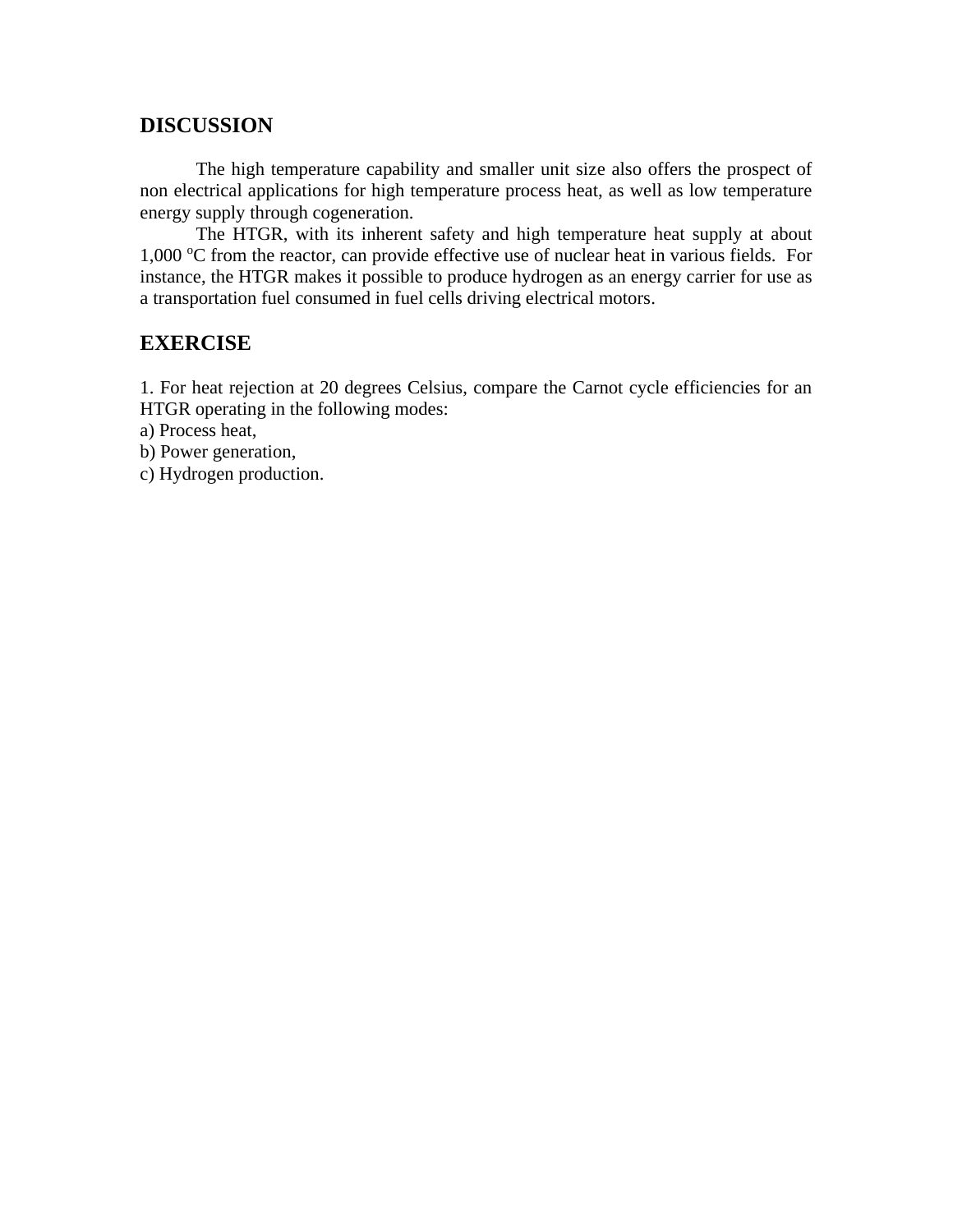## DISCUSSION

The high temperature capability and smaller unit size also offers the prospect of non electrical applications for high temperature process heat, as well as low temperature energy supply through cogeneration.

The HTGR, with its inherent safety and high temperature heat supply at about 1,000 $^{o}$C from the reactor, can provide effective use of nuclear heat in various fields. For instance, the HTGR makes it possible to produce hydrogen as an energy carrier for use as a transportation fuel consumed in fuel cells driving electrical motors.

## EXERCISE

1. For heat rejection at 20 degrees Celsius, compare the Carnot cycle efficiencies for an HTGR operating in the following modes:

a) Process heat,

b) Power generation,

c) Hydrogen production.